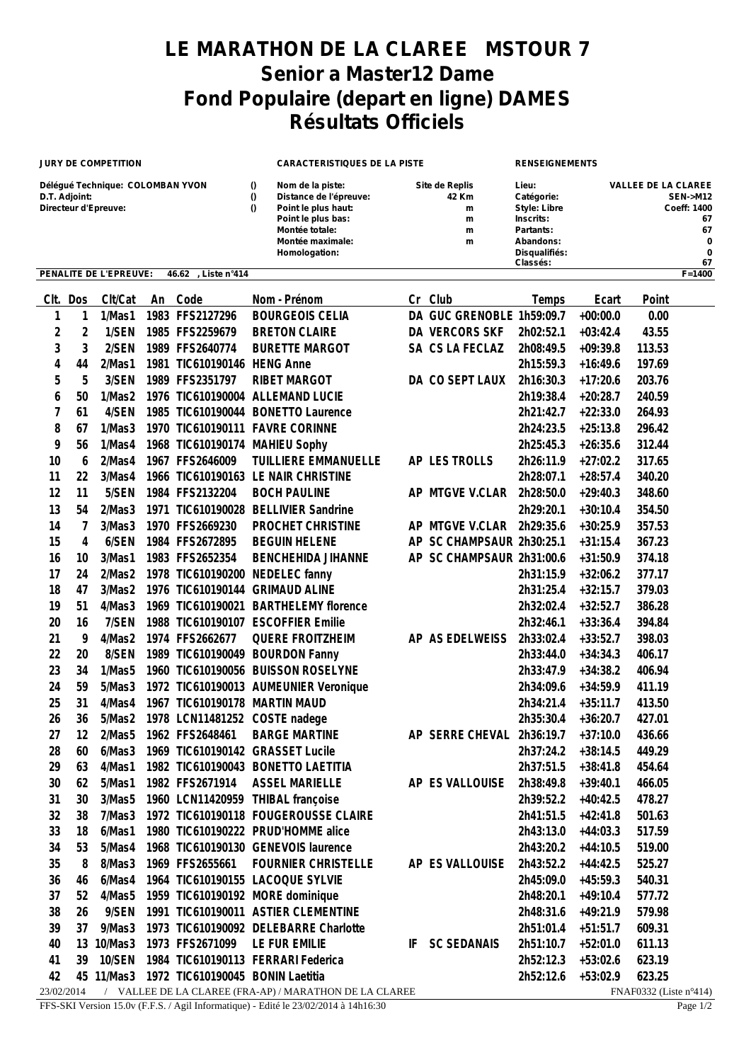# LE MARATHON DE LA CLAREE MSTOUR 7

## Senior a Master12 Dame

## Fond Populaire (depart en ligne) DAMES

## Résultats Officiels

| JURY DE COMPETITION | | CARACTERISTIQUES DE LA PISTE | | RENSEIGNEMENTS | |
|---|---|---|---|---|---|
| Délégué Technique: COLOMBAN YVON | () | Nom de la piste: | Site de Replis | Lieu: | VALLEE DE LA CLAREE |
| D.T. Adjoint: | () | Distance de l'épreuve: | 42 Km | Catégorie: | SEN->M12 |
| Directeur d'Epreuve: | () | Point le plus haut: | m | Style: Libre | Coeff: 1400 |
| | | Point le plus bas: | m | Inscrits: | 67 |
| | | Montée totale: | m | Partants: | 67 |
| | | Montée maximale: | m | Abandons: | 0 |
| | | Homologation: | | Disqualifiés: | 0 |
| | | | | Classés: | 67 |

PENALITE DE L'EPREUVE: 46.62 , Liste n°414 — F=1400

| Clt. | Dos | Clt/Cat | An | Code | Nom - Prénom | Cr | Club | Temps | Ecart | Point |
|---|---|---|---|---|---|---|---|---|---|---|
| 1 | 1 | 1/Mas1 | 1983 | FFS2127296 | BOURGEOIS CELIA | DA | GUC GRENOBLE | 1h59:09.7 | +00:00.0 | 0.00 |
| 2 | 2 | 1/SEN | 1985 | FFS2259679 | BRETON CLAIRE | DA | VERCORS SKF | 2h02:52.1 | +03:42.4 | 43.55 |
| 3 | 3 | 2/SEN | 1989 | FFS2640774 | BURETTE MARGOT | SA | CS LA FECLAZ | 2h08:49.5 | +09:39.8 | 113.53 |
| 4 | 44 | 2/Mas1 | 1981 | TIC610190146 | HENG Anne | | | 2h15:59.3 | +16:49.6 | 197.69 |
| 5 | 5 | 3/SEN | 1989 | FFS2351797 | RIBET MARGOT | DA | CO SEPT LAUX | 2h16:30.3 | +17:20.6 | 203.76 |
| 6 | 50 | 1/Mas2 | 1976 | TIC610190004 | ALLEMAND LUCIE | | | 2h19:38.4 | +20:28.7 | 240.59 |
| 7 | 61 | 4/SEN | 1985 | TIC610190044 | BONETTO Laurence | | | 2h21:42.7 | +22:33.0 | 264.93 |
| 8 | 67 | 1/Mas3 | 1970 | TIC610190111 | FAVRE CORINNE | | | 2h24:23.5 | +25:13.8 | 296.42 |
| 9 | 56 | 1/Mas4 | 1968 | TIC610190174 | MAHIEU Sophy | | | 2h25:45.3 | +26:35.6 | 312.44 |
| 10 | 6 | 2/Mas4 | 1967 | FFS2646009 | TUILLIERE EMMANUELLE | AP | LES TROLLS | 2h26:11.9 | +27:02.2 | 317.65 |
| 11 | 22 | 3/Mas4 | 1966 | TIC610190163 | LE NAIR CHRISTINE | | | 2h28:07.1 | +28:57.4 | 340.20 |
| 12 | 11 | 5/SEN | 1984 | FFS2132204 | BOCH PAULINE | AP | MTGVE V.CLAR | 2h28:50.0 | +29:40.3 | 348.60 |
| 13 | 54 | 2/Mas3 | 1971 | TIC610190028 | BELLIVIER Sandrine | | | 2h29:20.1 | +30:10.4 | 354.50 |
| 14 | 7 | 3/Mas3 | 1970 | FFS2669230 | PROCHET CHRISTINE | AP | MTGVE V.CLAR | 2h29:35.6 | +30:25.9 | 357.53 |
| 15 | 4 | 6/SEN | 1984 | FFS2672895 | BEGUIN HELENE | AP | SC CHAMPSAUR | 2h30:25.1 | +31:15.4 | 367.23 |
| 16 | 10 | 3/Mas1 | 1983 | FFS2652354 | BENCHEHIDA JIHANNE | AP | SC CHAMPSAUR | 2h31:00.6 | +31:50.9 | 374.18 |
| 17 | 24 | 2/Mas2 | 1978 | TIC610190200 | NEDELEC fanny | | | 2h31:15.9 | +32:06.2 | 377.17 |
| 18 | 47 | 3/Mas2 | 1976 | TIC610190144 | GRIMAUD ALINE | | | 2h31:25.4 | +32:15.7 | 379.03 |
| 19 | 51 | 4/Mas3 | 1969 | TIC610190021 | BARTHELEMY florence | | | 2h32:02.4 | +32:52.7 | 386.28 |
| 20 | 16 | 7/SEN | 1988 | TIC610190107 | ESCOFFIER Emilie | | | 2h32:46.1 | +33:36.4 | 394.84 |
| 21 | 9 | 4/Mas2 | 1974 | FFS2662677 | QUERE FROITZHEIM | AP | AS EDELWEISS | 2h33:02.4 | +33:52.7 | 398.03 |
| 22 | 20 | 8/SEN | 1989 | TIC610190049 | BOURDON Fanny | | | 2h33:44.0 | +34:34.3 | 406.17 |
| 23 | 34 | 1/Mas5 | 1960 | TIC610190056 | BUISSON ROSELYNE | | | 2h33:47.9 | +34:38.2 | 406.94 |
| 24 | 59 | 5/Mas3 | 1972 | TIC610190013 | AUMEUNIER Veronique | | | 2h34:09.6 | +34:59.9 | 411.19 |
| 25 | 31 | 4/Mas4 | 1967 | TIC610190178 | MARTIN MAUD | | | 2h34:21.4 | +35:11.7 | 413.50 |
| 26 | 36 | 5/Mas2 | 1978 | LCN11481252 | COSTE nadege | | | 2h35:30.4 | +36:20.7 | 427.01 |
| 27 | 12 | 2/Mas5 | 1962 | FFS2648461 | BARGE MARTINE | AP | SERRE CHEVAL | 2h36:19.7 | +37:10.0 | 436.66 |
| 28 | 60 | 6/Mas3 | 1969 | TIC610190142 | GRASSET Lucile | | | 2h37:24.2 | +38:14.5 | 449.29 |
| 29 | 63 | 4/Mas1 | 1982 | TIC610190043 | BONETTO LAETITIA | | | 2h37:51.5 | +38:41.8 | 454.64 |
| 30 | 62 | 5/Mas1 | 1982 | FFS2671914 | ASSEL MARIELLE | AP | ES VALLOUISE | 2h38:49.8 | +39:40.1 | 466.05 |
| 31 | 30 | 3/Mas5 | 1960 | LCN11420959 | THIBAL françoise | | | 2h39:52.2 | +40:42.5 | 478.27 |
| 32 | 38 | 7/Mas3 | 1972 | TIC610190118 | FOUGEROUSSE CLAIRE | | | 2h41:51.5 | +42:41.8 | 501.63 |
| 33 | 18 | 6/Mas1 | 1980 | TIC610190222 | PRUD'HOMME alice | | | 2h43:13.0 | +44:03.3 | 517.59 |
| 34 | 53 | 5/Mas4 | 1968 | TIC610190130 | GENEVOIS laurence | | | 2h43:20.2 | +44:10.5 | 519.00 |
| 35 | 8 | 8/Mas3 | 1969 | FFS2655661 | FOURNIER CHRISTELLE | AP | ES VALLOUISE | 2h43:52.2 | +44:42.5 | 525.27 |
| 36 | 46 | 6/Mas4 | 1964 | TIC610190155 | LACOQUE SYLVIE | | | 2h45:09.0 | +45:59.3 | 540.31 |
| 37 | 52 | 4/Mas5 | 1959 | TIC610190192 | MORE dominique | | | 2h48:20.1 | +49:10.4 | 577.72 |
| 38 | 26 | 9/SEN | 1991 | TIC610190011 | ASTIER CLEMENTINE | | | 2h48:31.6 | +49:21.9 | 579.98 |
| 39 | 37 | 9/Mas3 | 1973 | TIC610190092 | DELEBARRE Charlotte | | | 2h51:01.4 | +51:51.7 | 609.31 |
| 40 | 13 | 10/Mas3 | 1973 | FFS2671099 | LE FUR EMILIE | IF | SC SEDANAIS | 2h51:10.7 | +52:01.0 | 611.13 |
| 41 | 39 | 10/SEN | 1984 | TIC610190113 | FERRARI Federica | | | 2h52:12.3 | +53:02.6 | 623.19 |
| 42 | 45 | 11/Mas3 | 1972 | TIC610190045 | BONIN Laetitia | | | 2h52:12.6 | +53:02.9 | 623.25 |

23/02/2014 / VALLEE DE LA CLAREE (FRA-AP) / MARATHON DE LA CLAREE — FNAF0332 (Liste n°414)

FFS-SKI Version 15.0v (F.F.S. / Agil Informatique) - Edité le 23/02/2014 à 14h16:30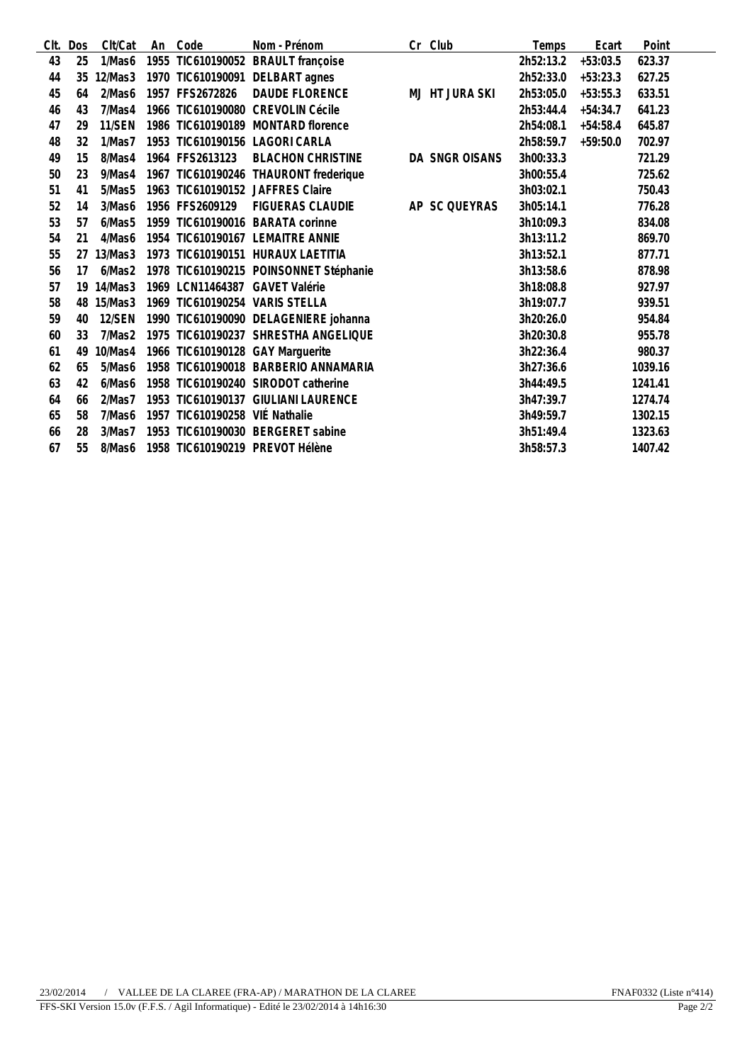| Clt. | Dos | Clt/Cat | An | Code | Nom - Prénom | Cr | Club | Temps | Ecart | Point |
|---|---|---|---|---|---|---|---|---|---|---|
| 43 | 25 | 1/Mas6 | 1955 | TIC610190052 | BRAULT françoise | | | 2h52:13.2 | +53:03.5 | 623.37 |
| 44 | 35 | 12/Mas3 | 1970 | TIC610190091 | DELBART agnes | | | 2h52:33.0 | +53:23.3 | 627.25 |
| 45 | 64 | 2/Mas6 | 1957 | FFS2672826 | DAUDE FLORENCE | MJ | HT JURA SKI | 2h53:05.0 | +53:55.3 | 633.51 |
| 46 | 43 | 7/Mas4 | 1966 | TIC610190080 | CREVOLIN Cécile | | | 2h53:44.4 | +54:34.7 | 641.23 |
| 47 | 29 | 11/SEN | 1986 | TIC610190189 | MONTARD florence | | | 2h54:08.1 | +54:58.4 | 645.87 |
| 48 | 32 | 1/Mas7 | 1953 | TIC610190156 | LAGORI CARLA | | | 2h58:59.7 | +59:50.0 | 702.97 |
| 49 | 15 | 8/Mas4 | 1964 | FFS2613123 | BLACHON CHRISTINE | DA | SNGR OISANS | 3h00:33.3 | | 721.29 |
| 50 | 23 | 9/Mas4 | 1967 | TIC610190246 | THAURONT frederique | | | 3h00:55.4 | | 725.62 |
| 51 | 41 | 5/Mas5 | 1963 | TIC610190152 | JAFFRES Claire | | | 3h03:02.1 | | 750.43 |
| 52 | 14 | 3/Mas6 | 1956 | FFS2609129 | FIGUERAS CLAUDIE | AP | SC QUEYRAS | 3h05:14.1 | | 776.28 |
| 53 | 57 | 6/Mas5 | 1959 | TIC610190016 | BARATA corinne | | | 3h10:09.3 | | 834.08 |
| 54 | 21 | 4/Mas6 | 1954 | TIC610190167 | LEMAITRE ANNIE | | | 3h13:11.2 | | 869.70 |
| 55 | 27 | 13/Mas3 | 1973 | TIC610190151 | HURAUX LAETITIA | | | 3h13:52.1 | | 877.71 |
| 56 | 17 | 6/Mas2 | 1978 | TIC610190215 | POINSONNET Stéphanie | | | 3h13:58.6 | | 878.98 |
| 57 | 19 | 14/Mas3 | 1969 | LCN11464387 | GAVET Valérie | | | 3h18:08.8 | | 927.97 |
| 58 | 48 | 15/Mas3 | 1969 | TIC610190254 | VARIS STELLA | | | 3h19:07.7 | | 939.51 |
| 59 | 40 | 12/SEN | 1990 | TIC610190090 | DELAGENIERE johanna | | | 3h20:26.0 | | 954.84 |
| 60 | 33 | 7/Mas2 | 1975 | TIC610190237 | SHRESTHA ANGELIQUE | | | 3h20:30.8 | | 955.78 |
| 61 | 49 | 10/Mas4 | 1966 | TIC610190128 | GAY Marguerite | | | 3h22:36.4 | | 980.37 |
| 62 | 65 | 5/Mas6 | 1958 | TIC610190018 | BARBERIO ANNAMARIA | | | 3h27:36.6 | | 1039.16 |
| 63 | 42 | 6/Mas6 | 1958 | TIC610190240 | SIRODOT catherine | | | 3h44:49.5 | | 1241.41 |
| 64 | 66 | 2/Mas7 | 1953 | TIC610190137 | GIULIANI LAURENCE | | | 3h47:39.7 | | 1274.74 |
| 65 | 58 | 7/Mas6 | 1957 | TIC610190258 | VIÉ Nathalie | | | 3h49:59.7 | | 1302.15 |
| 66 | 28 | 3/Mas7 | 1953 | TIC610190030 | BERGERET sabine | | | 3h51:49.4 | | 1323.63 |
| 67 | 55 | 8/Mas6 | 1958 | TIC610190219 | PREVOT Hélène | | | 3h58:57.3 | | 1407.42 |

23/02/2014 / VALLEE DE LA CLAREE (FRA-AP) / MARATHON DE LA CLAREE FNAF0332 (Liste n°414)

FFS-SKI Version 15.0v (F.F.S. / Agil Informatique) - Edité le 23/02/2014 à 14h16:30